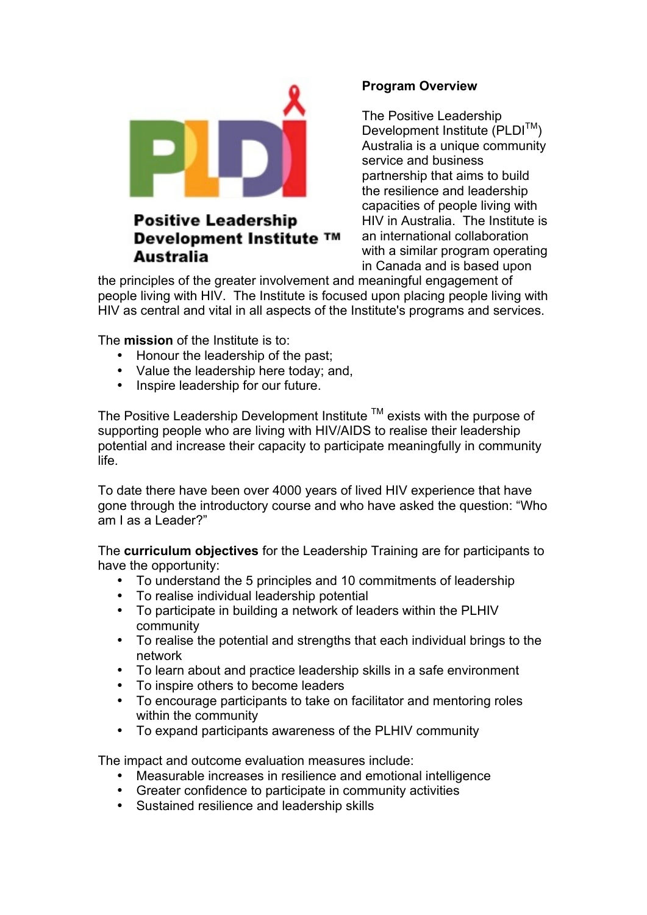**Positive Leadership Development Institute ™ Australia**

**Program Overview**

The Positive Leadership Development Institute (PLDI™) Australia is a unique community service and business partnership that aims to build the resilience and leadership capacities of people living with HIV in Australia. The Institute is an international collaboration with a similar program operating in Canada and is based upon the principles of the greater involvement and meaningful engagement of people living with HIV. The Institute is focused upon placing people living with HIV as central and vital in all aspects of the Institute's programs and services.

The **mission** of the Institute is to:

- Honour the leadership of the past;
- Value the leadership here today; and,
- Inspire leadership for our future.

The Positive Leadership Development Institute ™ exists with the purpose of supporting people who are living with HIV/AIDS to realise their leadership potential and increase their capacity to participate meaningfully in community life.

To date there have been over 4000 years of lived HIV experience that have gone through the introductory course and who have asked the question: "Who am I as a Leader?"

The **curriculum objectives** for the Leadership Training are for participants to have the opportunity:

- To understand the 5 principles and 10 commitments of leadership
- To realise individual leadership potential
- To participate in building a network of leaders within the PLHIV community
- To realise the potential and strengths that each individual brings to the network
- To learn about and practice leadership skills in a safe environment
- To inspire others to become leaders
- To encourage participants to take on facilitator and mentoring roles within the community
- To expand participants awareness of the PLHIV community

The impact and outcome evaluation measures include:

- Measurable increases in resilience and emotional intelligence
- Greater confidence to participate in community activities
- Sustained resilience and leadership skills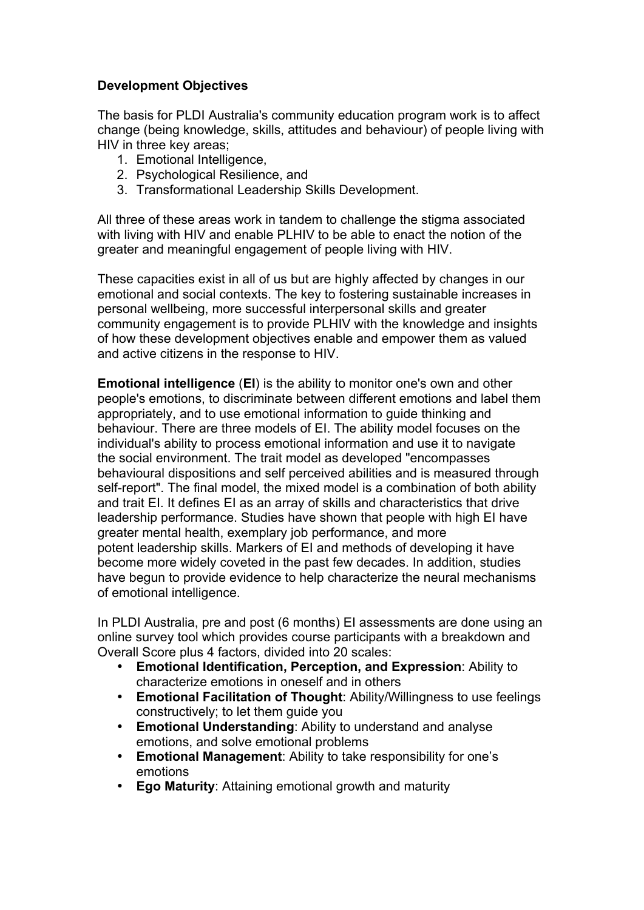**Development Objectives**

The basis for PLDI Australia's community education program work is to affect change (being knowledge, skills, attitudes and behaviour) of people living with HIV in three key areas;

1. Emotional Intelligence,
2. Psychological Resilience, and
3. Transformational Leadership Skills Development.

All three of these areas work in tandem to challenge the stigma associated with living with HIV and enable PLHIV to be able to enact the notion of the greater and meaningful engagement of people living with HIV.

These capacities exist in all of us but are highly affected by changes in our emotional and social contexts. The key to fostering sustainable increases in personal wellbeing, more successful interpersonal skills and greater community engagement is to provide PLHIV with the knowledge and insights of how these development objectives enable and empower them as valued and active citizens in the response to HIV.

**Emotional intelligence** (**EI**) is the ability to monitor one's own and other people's emotions, to discriminate between different emotions and label them appropriately, and to use emotional information to guide thinking and behaviour. There are three models of EI. The ability model focuses on the individual's ability to process emotional information and use it to navigate the social environment. The trait model as developed "encompasses behavioural dispositions and self perceived abilities and is measured through self-report". The final model, the mixed model is a combination of both ability and trait EI. It defines EI as an array of skills and characteristics that drive leadership performance. Studies have shown that people with high EI have greater mental health, exemplary job performance, and more potent leadership skills. Markers of EI and methods of developing it have become more widely coveted in the past few decades. In addition, studies have begun to provide evidence to help characterize the neural mechanisms of emotional intelligence.

In PLDI Australia, pre and post (6 months) EI assessments are done using an online survey tool which provides course participants with a breakdown and Overall Score plus 4 factors, divided into 20 scales:

- **Emotional Identification, Perception, and Expression**: Ability to characterize emotions in oneself and in others
- **Emotional Facilitation of Thought**: Ability/Willingness to use feelings constructively; to let them guide you
- **Emotional Understanding**: Ability to understand and analyse emotions, and solve emotional problems
- **Emotional Management**: Ability to take responsibility for one's emotions
- **Ego Maturity**: Attaining emotional growth and maturity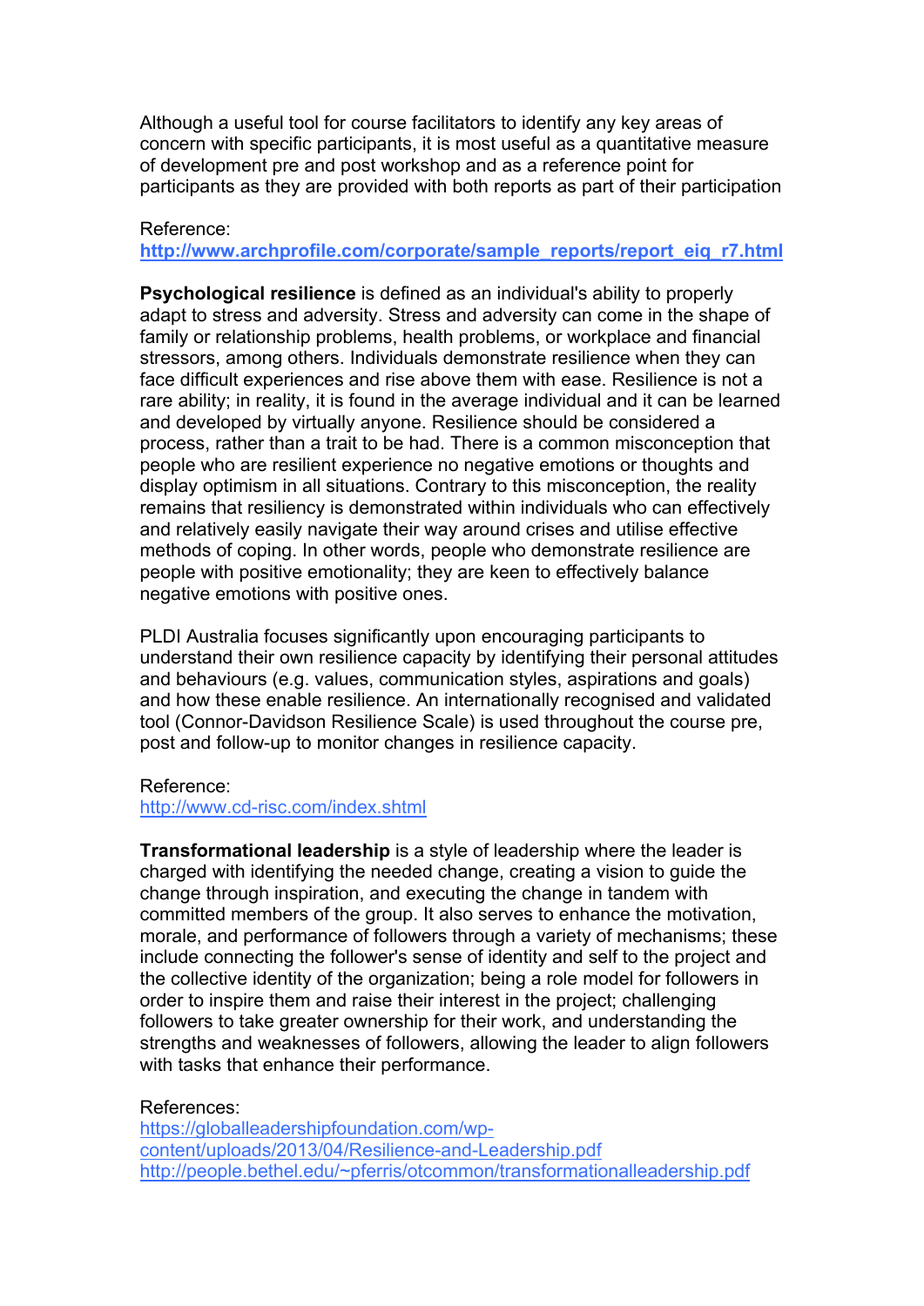Although a useful tool for course facilitators to identify any key areas of concern with specific participants, it is most useful as a quantitative measure of development pre and post workshop and as a reference point for participants as they are provided with both reports as part of their participation

Reference:
**http://www.archprofile.com/corporate/sample_reports/report_eiq_r7.html**

**Psychological resilience** is defined as an individual's ability to properly adapt to stress and adversity. Stress and adversity can come in the shape of family or relationship problems, health problems, or workplace and financial stressors, among others. Individuals demonstrate resilience when they can face difficult experiences and rise above them with ease. Resilience is not a rare ability; in reality, it is found in the average individual and it can be learned and developed by virtually anyone. Resilience should be considered a process, rather than a trait to be had. There is a common misconception that people who are resilient experience no negative emotions or thoughts and display optimism in all situations. Contrary to this misconception, the reality remains that resiliency is demonstrated within individuals who can effectively and relatively easily navigate their way around crises and utilise effective methods of coping. In other words, people who demonstrate resilience are people with positive emotionality; they are keen to effectively balance negative emotions with positive ones.

PLDI Australia focuses significantly upon encouraging participants to understand their own resilience capacity by identifying their personal attitudes and behaviours (e.g. values, communication styles, aspirations and goals) and how these enable resilience. An internationally recognised and validated tool (Connor-Davidson Resilience Scale) is used throughout the course pre, post and follow-up to monitor changes in resilience capacity.

Reference:
http://www.cd-risc.com/index.shtml

**Transformational leadership** is a style of leadership where the leader is charged with identifying the needed change, creating a vision to guide the change through inspiration, and executing the change in tandem with committed members of the group. It also serves to enhance the motivation, morale, and performance of followers through a variety of mechanisms; these include connecting the follower's sense of identity and self to the project and the collective identity of the organization; being a role model for followers in order to inspire them and raise their interest in the project; challenging followers to take greater ownership for their work, and understanding the strengths and weaknesses of followers, allowing the leader to align followers with tasks that enhance their performance.

References:
https://globalleadershipfoundation.com/wp-content/uploads/2013/04/Resilience-and-Leadership.pdf
http://people.bethel.edu/~pferris/otcommon/transformationalleadership.pdf